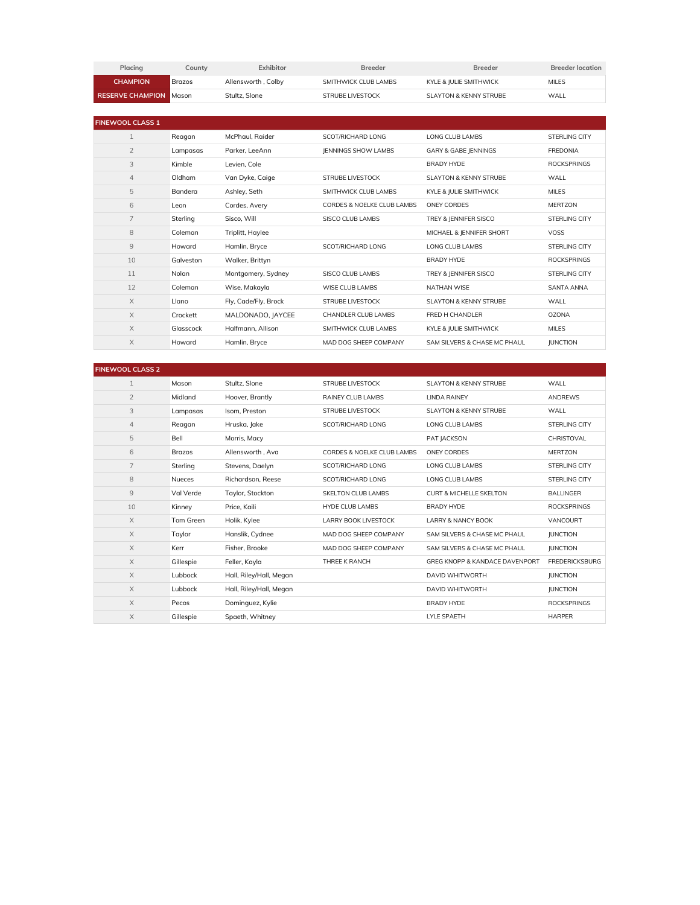| Placing | County | Exhibitor | Breeder | Breeder | Breeder location |
| --- | --- | --- | --- | --- | --- |
| **CHAMPION** | Brazos | Allensworth , Colby | SMITHWICK CLUB LAMBS | KYLE & JULIE SMITHWICK | MILES |
| **RESERVE CHAMPION** | Mason | Stultz, Slone | STRUBE LIVESTOCK | SLAYTON & KENNY STRUBE | WALL |

| **FINEWOOL CLASS 1** | | | | | |
| --- | --- | --- | --- | --- | --- |
| 1 | Reagan | McPhaul, Raider | SCOT/RICHARD LONG | LONG CLUB LAMBS | STERLING CITY |
| 2 | Lampasas | Parker, LeeAnn | JENNINGS SHOW LAMBS | GARY & GABE JENNINGS | FREDONIA |
| 3 | Kimble | Levien, Cole | | BRADY HYDE | ROCKSPRINGS |
| 4 | Oldham | Van Dyke, Caige | STRUBE LIVESTOCK | SLAYTON & KENNY STRUBE | WALL |
| 5 | Bandera | Ashley, Seth | SMITHWICK CLUB LAMBS | KYLE & JULIE SMITHWICK | MILES |
| 6 | Leon | Cordes, Avery | CORDES & NOELKE CLUB LAMBS | ONEY CORDES | MERTZON |
| 7 | Sterling | Sisco, Will | SISCO CLUB LAMBS | TREY & JENNIFER SISCO | STERLING CITY |
| 8 | Coleman | Triplitt, Haylee | | MICHAEL & JENNIFER SHORT | VOSS |
| 9 | Howard | Hamlin, Bryce | SCOT/RICHARD LONG | LONG CLUB LAMBS | STERLING CITY |
| 10 | Galveston | Walker, Brittyn | | BRADY HYDE | ROCKSPRINGS |
| 11 | Nolan | Montgomery, Sydney | SISCO CLUB LAMBS | TREY & JENNIFER SISCO | STERLING CITY |
| 12 | Coleman | Wise, Makayla | WISE CLUB LAMBS | NATHAN WISE | SANTA ANNA |
| X | Llano | Fly, Cade/Fly, Brock | STRUBE LIVESTOCK | SLAYTON & KENNY STRUBE | WALL |
| X | Crockett | MALDONADO, JAYCEE | CHANDLER CLUB LAMBS | FRED H CHANDLER | OZONA |
| X | Glasscock | Halfmann, Allison | SMITHWICK CLUB LAMBS | KYLE & JULIE SMITHWICK | MILES |
| X | Howard | Hamlin, Bryce | MAD DOG SHEEP COMPANY | SAM SILVERS & CHASE MC PHAUL | JUNCTION |

| **FINEWOOL CLASS 2** | | | | | |
| --- | --- | --- | --- | --- | --- |
| 1 | Mason | Stultz, Slone | STRUBE LIVESTOCK | SLAYTON & KENNY STRUBE | WALL |
| 2 | Midland | Hoover, Brantly | RAINEY CLUB LAMBS | LINDA RAINEY | ANDREWS |
| 3 | Lampasas | Isom, Preston | STRUBE LIVESTOCK | SLAYTON & KENNY STRUBE | WALL |
| 4 | Reagan | Hruska, Jake | SCOT/RICHARD LONG | LONG CLUB LAMBS | STERLING CITY |
| 5 | Bell | Morris, Macy | | PAT JACKSON | CHRISTOVAL |
| 6 | Brazos | Allensworth , Ava | CORDES & NOELKE CLUB LAMBS | ONEY CORDES | MERTZON |
| 7 | Sterling | Stevens, Daelyn | SCOT/RICHARD LONG | LONG CLUB LAMBS | STERLING CITY |
| 8 | Nueces | Richardson, Reese | SCOT/RICHARD LONG | LONG CLUB LAMBS | STERLING CITY |
| 9 | Val Verde | Taylor, Stockton | SKELTON CLUB LAMBS | CURT & MICHELLE SKELTON | BALLINGER |
| 10 | Kinney | Price, Kaili | HYDE CLUB LAMBS | BRADY HYDE | ROCKSPRINGS |
| X | Tom Green | Holik, Kylee | LARRY BOOK LIVESTOCK | LARRY & NANCY BOOK | VANCOURT |
| X | Taylor | Hanslik, Cydnee | MAD DOG SHEEP COMPANY | SAM SILVERS & CHASE MC PHAUL | JUNCTION |
| X | Kerr | Fisher, Brooke | MAD DOG SHEEP COMPANY | SAM SILVERS & CHASE MC PHAUL | JUNCTION |
| X | Gillespie | Feller, Kayla | THREE K RANCH | GREG KNOPP & KANDACE DAVENPORT | FREDERICKSBURG |
| X | Lubbock | Hall, Riley/Hall, Megan | | DAVID WHITWORTH | JUNCTION |
| X | Lubbock | Hall, Riley/Hall, Megan | | DAVID WHITWORTH | JUNCTION |
| X | Pecos | Dominguez, Kylie | | BRADY HYDE | ROCKSPRINGS |
| X | Gillespie | Spaeth, Whitney | | LYLE SPAETH | HARPER |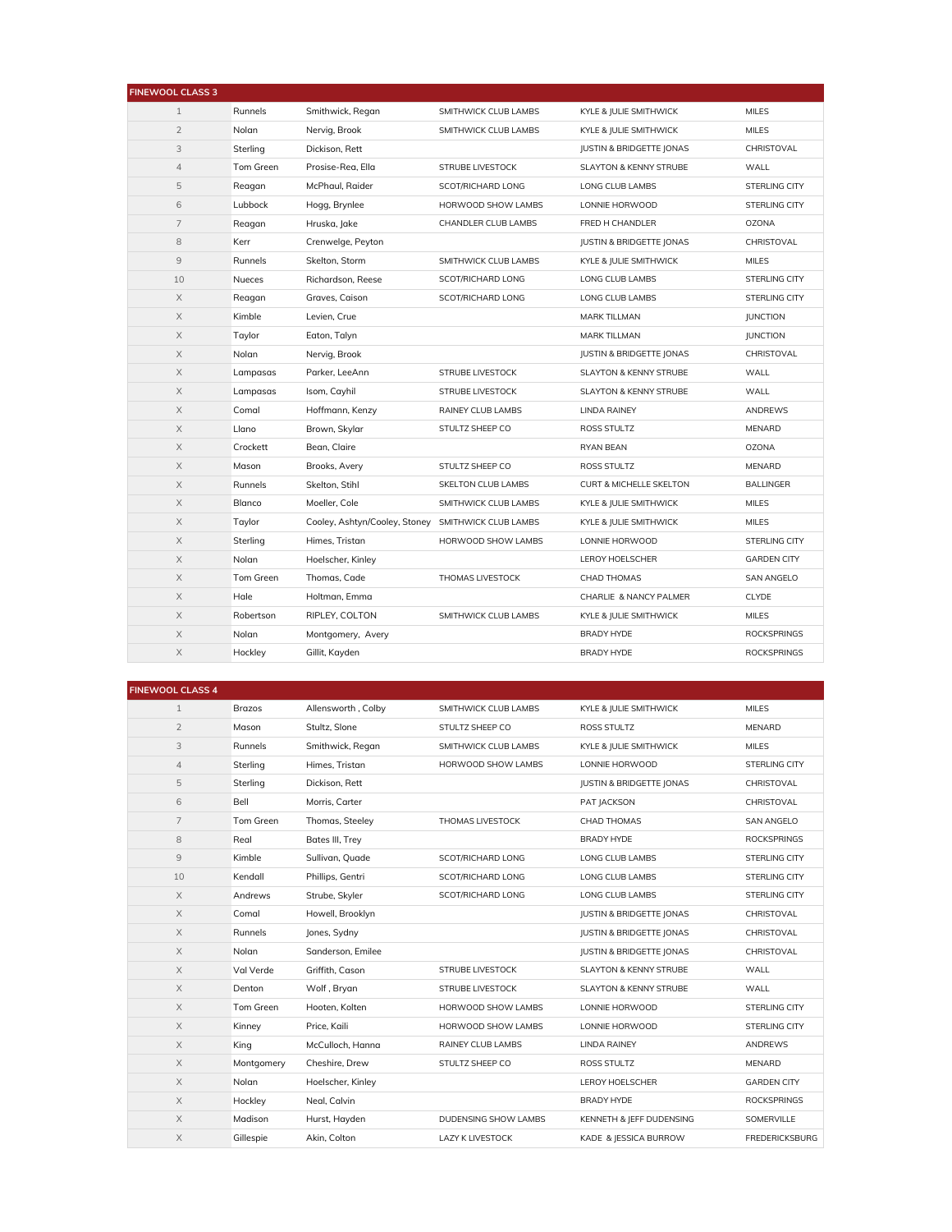## FINEWOOL CLASS 3

| | | | | | |
|---|---|---|---|---|---|
| 1 | Runnels | Smithwick, Regan | SMITHWICK CLUB LAMBS | KYLE & JULIE SMITHWICK | MILES |
| 2 | Nolan | Nervig, Brook | SMITHWICK CLUB LAMBS | KYLE & JULIE SMITHWICK | MILES |
| 3 | Sterling | Dickison, Rett | | JUSTIN & BRIDGETTE JONAS | CHRISTOVAL |
| 4 | Tom Green | Prosise-Rea, Ella | STRUBE LIVESTOCK | SLAYTON & KENNY STRUBE | WALL |
| 5 | Reagan | McPhaul, Raider | SCOT/RICHARD LONG | LONG CLUB LAMBS | STERLING CITY |
| 6 | Lubbock | Hogg, Brynlee | HORWOOD SHOW LAMBS | LONNIE HORWOOD | STERLING CITY |
| 7 | Reagan | Hruska, Jake | CHANDLER CLUB LAMBS | FRED H CHANDLER | OZONA |
| 8 | Kerr | Crenwelge, Peyton | | JUSTIN & BRIDGETTE JONAS | CHRISTOVAL |
| 9 | Runnels | Skelton, Storm | SMITHWICK CLUB LAMBS | KYLE & JULIE SMITHWICK | MILES |
| 10 | Nueces | Richardson, Reese | SCOT/RICHARD LONG | LONG CLUB LAMBS | STERLING CITY |
| X | Reagan | Graves, Caison | SCOT/RICHARD LONG | LONG CLUB LAMBS | STERLING CITY |
| X | Kimble | Levien, Crue | | MARK TILLMAN | JUNCTION |
| X | Taylor | Eaton, Talyn | | MARK TILLMAN | JUNCTION |
| X | Nolan | Nervig, Brook | | JUSTIN & BRIDGETTE JONAS | CHRISTOVAL |
| X | Lampasas | Parker, LeeAnn | STRUBE LIVESTOCK | SLAYTON & KENNY STRUBE | WALL |
| X | Lampasas | Isom, Cayhil | STRUBE LIVESTOCK | SLAYTON & KENNY STRUBE | WALL |
| X | Comal | Hoffmann, Kenzy | RAINEY CLUB LAMBS | LINDA RAINEY | ANDREWS |
| X | Llano | Brown, Skylar | STULTZ SHEEP CO | ROSS STULTZ | MENARD |
| X | Crockett | Bean, Claire | | RYAN BEAN | OZONA |
| X | Mason | Brooks, Avery | STULTZ SHEEP CO | ROSS STULTZ | MENARD |
| X | Runnels | Skelton, Stihl | SKELTON CLUB LAMBS | CURT & MICHELLE SKELTON | BALLINGER |
| X | Blanco | Moeller, Cole | SMITHWICK CLUB LAMBS | KYLE & JULIE SMITHWICK | MILES |
| X | Taylor | Cooley, Ashtyn/Cooley, Stoney | SMITHWICK CLUB LAMBS | KYLE & JULIE SMITHWICK | MILES |
| X | Sterling | Himes, Tristan | HORWOOD SHOW LAMBS | LONNIE HORWOOD | STERLING CITY |
| X | Nolan | Hoelscher, Kinley | | LEROY HOELSCHER | GARDEN CITY |
| X | Tom Green | Thomas, Cade | THOMAS LIVESTOCK | CHAD THOMAS | SAN ANGELO |
| X | Hale | Holtman, Emma | | CHARLIE & NANCY PALMER | CLYDE |
| X | Robertson | RIPLEY, COLTON | SMITHWICK CLUB LAMBS | KYLE & JULIE SMITHWICK | MILES |
| X | Nolan | Montgomery, Avery | | BRADY HYDE | ROCKSPRINGS |
| X | Hockley | Gillit, Kayden | | BRADY HYDE | ROCKSPRINGS |

## FINEWOOL CLASS 4

| | | | | | |
|---|---|---|---|---|---|
| 1 | Brazos | Allensworth , Colby | SMITHWICK CLUB LAMBS | KYLE & JULIE SMITHWICK | MILES |
| 2 | Mason | Stultz, Slone | STULTZ SHEEP CO | ROSS STULTZ | MENARD |
| 3 | Runnels | Smithwick, Regan | SMITHWICK CLUB LAMBS | KYLE & JULIE SMITHWICK | MILES |
| 4 | Sterling | Himes, Tristan | HORWOOD SHOW LAMBS | LONNIE HORWOOD | STERLING CITY |
| 5 | Sterling | Dickison, Rett | | JUSTIN & BRIDGETTE JONAS | CHRISTOVAL |
| 6 | Bell | Morris, Carter | | PAT JACKSON | CHRISTOVAL |
| 7 | Tom Green | Thomas, Steeley | THOMAS LIVESTOCK | CHAD THOMAS | SAN ANGELO |
| 8 | Real | Bates III, Trey | | BRADY HYDE | ROCKSPRINGS |
| 9 | Kimble | Sullivan, Quade | SCOT/RICHARD LONG | LONG CLUB LAMBS | STERLING CITY |
| 10 | Kendall | Phillips, Gentri | SCOT/RICHARD LONG | LONG CLUB LAMBS | STERLING CITY |
| X | Andrews | Strube, Skyler | SCOT/RICHARD LONG | LONG CLUB LAMBS | STERLING CITY |
| X | Comal | Howell, Brooklyn | | JUSTIN & BRIDGETTE JONAS | CHRISTOVAL |
| X | Runnels | Jones, Sydny | | JUSTIN & BRIDGETTE JONAS | CHRISTOVAL |
| X | Nolan | Sanderson, Emilee | | JUSTIN & BRIDGETTE JONAS | CHRISTOVAL |
| X | Val Verde | Griffith, Cason | STRUBE LIVESTOCK | SLAYTON & KENNY STRUBE | WALL |
| X | Denton | Wolf , Bryan | STRUBE LIVESTOCK | SLAYTON & KENNY STRUBE | WALL |
| X | Tom Green | Hooten, Kolten | HORWOOD SHOW LAMBS | LONNIE HORWOOD | STERLING CITY |
| X | Kinney | Price, Kaili | HORWOOD SHOW LAMBS | LONNIE HORWOOD | STERLING CITY |
| X | King | McCulloch, Hanna | RAINEY CLUB LAMBS | LINDA RAINEY | ANDREWS |
| X | Montgomery | Cheshire, Drew | STULTZ SHEEP CO | ROSS STULTZ | MENARD |
| X | Nolan | Hoelscher, Kinley | | LEROY HOELSCHER | GARDEN CITY |
| X | Hockley | Neal, Calvin | | BRADY HYDE | ROCKSPRINGS |
| X | Madison | Hurst, Hayden | DUDENSING SHOW LAMBS | KENNETH & JEFF DUDENSING | SOMERVILLE |
| X | Gillespie | Akin, Colton | LAZY K LIVESTOCK | KADE & JESSICA BURROW | FREDERICKSBURG |